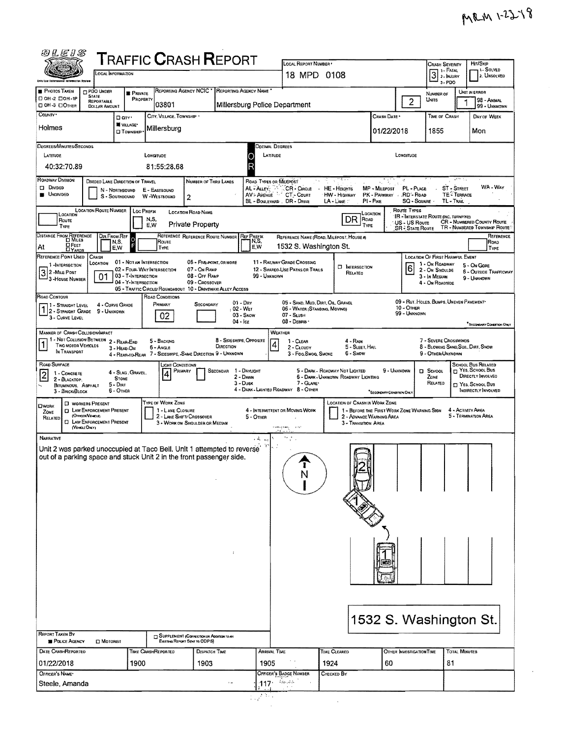MRM 1-23-18

# TRAFFIC CRASH REPORT

OLEIS — Ohio Law Enforcement Information System

| Field | Value |
| --- | --- |
| Local Information | |
| Local Report Number | 18 MPD 0108 |
| Crash Severity (1 - Fatal, 2 - Injury, 3 - PDO) | 3 |
| Hit/Skip (1 - Solved, 2 - Unsolved) | |
| Photos Taken (OH-2, OH-1P, OH-3, Other) | |
| PDO Under State Reportable Dollar Amount | |
| Private Property | ■ |
| Reporting Agency NCIC | 03801 |
| Reporting Agency Name | Millersburg Police Department |
| Number of Units | 2 |
| Unit in Error (98 - Animal, 99 - Unknown) | 1 |
| County | Holmes |
| City / Village / Township | ■ Village |
| City, Village, Township | Millersburg |
| Crash Date | 01/22/2018 |
| Time of Crash | 1855 |
| Day of Week | Mon |

**Degrees/Minutes/Seconds**

| Latitude | Longitude |
| --- | --- |
| 40:32:70.89 | 81:55:28.68 |

**Decimal Degrees** — Latitude: / Longitude:

| Field | Value |
| --- | --- |
| Roadway Division | ■ Undivided |
| Divided Lane Direction of Travel (N - Northbound, S - Southbound, E - Eastbound, W - Westbound) | |
| Number of Thru Lanes | 2 |
| Location Route Number | |
| Loc Prefix (N,S,E,W) | |
| Location Road Name | Private Property |
| Location Road Type | DR |
| Distance From Reference | At |
| Dir From Ref | |
| Reference Route Number | |
| Ref Prefix | |
| Reference Name (Road, Milepost, House #) | 1532 S. Washington St. |
| Reference Point Used (1 - Intersection, 2 - Mile Post, 3 - House Number) | 3 |
| Crash Location | 01 |
| Intersection Related | ☐ |
| Location of First Harmful Event | 6 |
| Road Contour | 1 |
| Road Conditions — Primary | 02 |
| Road Conditions — Secondary | |
| Manner of Crash Collision/Impact | 1 |
| Weather | 4 |
| Road Surface | 2 |
| Light Conditions — Primary | 4 |
| Light Conditions — Secondary | |
| School Zone Related | ☐ |
| School Bus Related | ☐ |
| Work Zone Related | ☐ |
| Type of Work Zone | |
| Location of Crash in Work Zone | |

Road Types: AL - Alley, AV - Avenue, BL - Boulevard, CR - Circle, CT - Court, DR - Drive, HE - Heights, HW - Highway, LA - Lane, MP - Milepost, PK - Parkway, PI - Pike, PL - Place, RD - Road, SQ - Square, ST - Street, TE - Terrace, TL - Trail, WA - Way

Route Types: IR - Interstate Route (inc. turnpike), US - US Route, SR - State Route, CR - Numbered County Route, TR - Numbered Township Route

Crash Location: 01 - Not an Intersection, 02 - Four-Way Intersection, 03 - T-Intersection, 04 - Y-Intersection, 05 - Traffic Circle/Roundabout, 06 - Five-point, or more, 07 - On Ramp, 08 - Off Ramp, 09 - Crossover, 10 - Driveway/Alley Access, 11 - Railway Grade Crossing, 12 - Shared-Use Paths or Trails, 99 - Unknown

Location of First Harmful Event: 1 - On Roadway, 2 - On Shoulder, 3 - In Median, 4 - On Roadside, 5 - On Gore, 6 - Outside Trafficway, 9 - Unknown

Road Contour: 1 - Straight Level, 2 - Straight Grade, 3 - Curve Level, 4 - Curve Grade, 9 - Unknown

Road Conditions: 01 - Dry, 02 - Wet, 03 - Snow, 04 - Ice, 05 - Sand, Mud, Dirt, Oil, Gravel, 06 - Water (Standing, Moving), 07 - Slush, 08 - Debris, 09 - Rut, Holes, Bumps, Uneven Pavement, 10 - Other, 99 - Unknown

Manner of Crash Collision/Impact: 1 - Not Collision Between Two Motor Vehicles in Transport, 2 - Rear-End, 3 - Head-On, 4 - Rear-to-Rear, 5 - Backing, 6 - Angle, 7 - Sideswipe, Same Direction, 8 - Sideswipe, Opposite Direction, 9 - Unknown

Weather: 1 - Clear, 2 - Cloudy, 3 - Fog, Smog, Smoke, 4 - Rain, 5 - Sleet, Hail, 6 - Snow, 7 - Severe Crosswinds, 8 - Blowing Sand, Soil, Dirt, Snow, 9 - Other/Unknown

Road Surface: 1 - Concrete, 2 - Blacktop, Bituminous, Asphalt, 3 - Brick/Block, 4 - Slag, Gravel, Stone, 5 - Dirt, 6 - Other

Light Conditions: 1 - Daylight, 2 - Dawn, 3 - Dusk, 4 - Dark - Lighted Roadway, 5 - Dark - Roadway Not Lighted, 6 - Dark - Unknown Roadway Lighting, 7 - Glare, 8 - Other, 9 - Unknown

### Narrative

Unit 2 was parked unoccupied at Taco Bell. Unit 1 attempted to reverse out of a parking space and stuck Unit 2 in the front passenger side.

1532 S. Washington St.

| Field | Value |
| --- | --- |
| Report Taken By | ■ Police Agency |
| Supplement | ☐ |
| Date Crash Reported | 01/22/2018 |
| Time Crash Reported | 1900 |
| Dispatch Time | 1903 |
| Arrival Time | 1905 |
| Time Cleared | 1924 |
| Other Investigation Time | 60 |
| Total Minutes | 81 |
| Officer's Name | Steele, Amanda |
| Officer's Badge Number | 117 |
| Checked By | |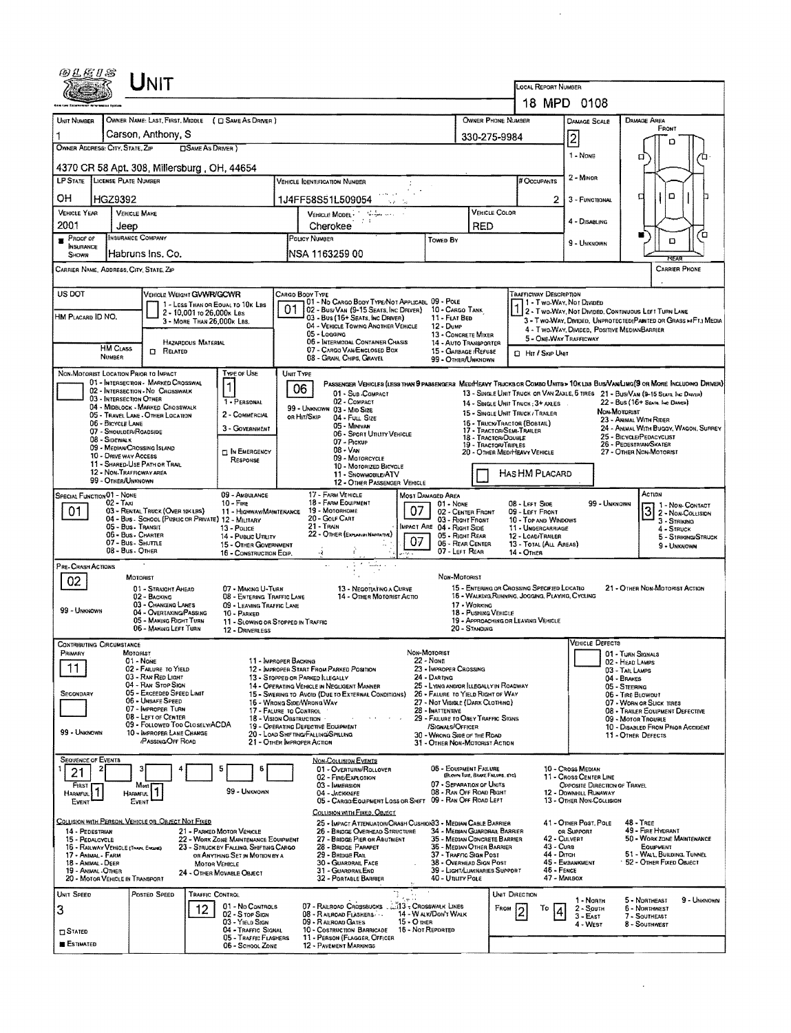# UNIT

**LOCAL REPORT NUMBER:** 18 MPD 0108

| UNIT NUMBER | OWNER NAME: LAST, FIRST, MIDDLE ( ☐ SAME AS DRIVER ) | OWNER PHONE NUMBER | DAMAGE SCALE | DAMAGE AREA |
|---|---|---|---|---|
| 1 | Carson, Anthony, S | 330-275-9984 | 2 | FRONT |

**OWNER ADDRESS: CITY, STATE, ZIP** ☐ SAME AS DRIVER )
4370 CR 58 Apt. 308, Millersburg , OH, 44654

DAMAGE SCALE: 1 - NONE, 2 - MINOR, 3 - FUNCTIONAL, 4 - DISABLING, 9 - UNKNOWN

| LP STATE | LICENSE PLATE NUMBER | VEHICLE IDENTIFICATION NUMBER | # OCCUPANTS |
|---|---|---|---|
| OH | HGZ9392 | 1J4FF58S51L509054 | 2 |

| VEHICLE YEAR | VEHICLE MAKE | VEHICLE MODEL | VEHICLE COLOR |
|---|---|---|---|
| 2001 | Jeep | Cherokee | RED |

| ■ PROOF OF INSURANCE SHOWN | INSURANCE COMPANY | POLICY NUMBER | TOWED BY |
|---|---|---|---|
| | Habruns Ins. Co. | NSA 1163259 00 | |

CARRIER NAME, ADDRESS, CITY, STATE, ZIP — CARRIER PHONE

**US DOT** | **HM PLACARD ID NO.** | **HM CLASS NUMBER** | ☐ HAZARDOUS MATERIAL RELATED

**VEHICLE WEIGHT GVWR/GCWR:** 1 - LESS THAN OR EQUAL TO 10K LBS; 2 - 10,001 TO 26,000K LBS; 3 - MORE THAN 26,000K LBS.

**CARGO BODY TYPE:** 01
01 - NO CARGO BODY TYPE/NOT APPLICABLE; 02 - BUS/VAN (9-15 SEATS, INC DRIVER); 03 - BUS (16+ SEATS, INC DRIVER); 04 - VEHICLE TOWING ANOTHER VEHICLE; 05 - LOGGING; 06 - INTERMODAL CONTAINER CHASIS; 07 - CARGO VAN/ENCLOSED BOX; 08 - GRAIN, CHIPS, GRAVEL; 09 - POLE; 10 - CARGO TANK; 11 - FLAT BED; 12 - DUMP; 13 - CONCRETE MIXER; 14 - AUTO TRANSPORTER; 15 - GARBAGE/REFUSE; 99 - OTHER/UNKNOWN

**TRAFFICWAY DESCRIPTION:** 1
1 - TWO-WAY, NOT DIVIDED; 2 - TWO-WAY, NOT DIVIDED, CONTINUOUS LEFT TURN LANE; 3 - TWO-WAY, DIVIDED, UNPROTECTED (PAINTED OR GRASS >4FT.) MEDIA; 4 - TWO-WAY, DIVIDED, POSITIVE MEDIAN BARRIER; 5 - ONE-WAY TRAFFICWAY
☐ HIT / SKIP UNIT

**NON-MOTORIST LOCATION PRIOR TO IMPACT:**
01 - INTERSECTION - MARKED CROSSWALK; 02 - INTERSECTION - NO CROSSWALK; 03 - INTERSECTION OTHER; 04 - MIDBLOCK - MARKED CROSSWALK; 05 - TRAVEL LANE - OTHER LOCATION; 06 - BICYCLE LANE; 07 - SHOULDER/ROADSIDE; 08 - SIDEWALK; 09 - MEDIAN/CROSSING ISLAND; 10 - DRIVE WAY ACCESS; 11 - SHARED-USE PATH OR TRAIL; 12 - NON-TRAFFICWAY AREA; 99 - OTHER/UNKNOWN

**TYPE OF USE:** 1
1 - PERSONAL; 2 - COMMERCIAL; 3 - GOVERNMENT; ☐ IN EMERGENCY RESPONSE

**UNIT TYPE:** 06
PASSENGER VEHICLES (LESS THAN 9 PASSENGERS): 01 - SUB-COMPACT; 02 - COMPACT; 99 - UNKNOWN 03 - MID SIZE OR HIT/SKIP; 04 - FULL SIZE; 05 - MINIVAN; 06 - SPORT UTILITY VEHICLE; 07 - PICKUP; 08 - VAN; 09 - MOTORCYCLE; 10 - MOTORIZED BICYCLE; 11 - SNOWMOBILE/ATV; 12 - OTHER PASSENGER VEHICLE
MED/HEAVY TRUCKS OR COMBO UNITS > 10K LBS: 13 - SINGLE UNIT TRUCK OR VAN 2AXLE, 6 TIRES; 14 - SINGLE UNIT TRUCK; 3+ AXLES; 15 - SINGLE UNIT TRUCK / TRAILER; 16 - TRUCK/TRACTOR (BOBTAIL); 17 - TRACTOR/SEMI-TRAILER; 18 - TRACTOR/DOUBLE; 19 - TRACTOR/TRIPLES; 20 - OTHER MED/HEAVY VEHICLE
BUS/VAN/LIMO (9 OR MORE INCLUDING DRIVER): 21 - BUS/VAN (9-15 SEATS, INC DRIVER); 22 - BUS (16+ SEATS, INC DRIVER)
NON-MOTORIST: 23 - ANIMAL WITH RIDER; 24 - ANIMAL WITH BUGGY, WAGON, SURREY; 25 - BICYCLE/PEDACYCLIST; 26 - PEDESTRIAN/SKATER; 27 - OTHER NON-MOTORIST
☐ HAS HM PLACARD

**SPECIAL FUNCTION:** 01
01 - NONE; 02 - TAXI; 03 - RENTAL TRUCK (OVER 10K LBS); 04 - BUS - SCHOOL (PUBLIC OR PRIVATE); 05 - BUS - TRANSIT; 06 - BUS - CHARTER; 07 - BUS - SHUTTLE; 08 - BUS - OTHER; 09 - AMBULANCE; 10 - FIRE; 11 - HIGHWAY/MAINTENANCE; 12 - MILITARY; 13 - POLICE; 14 - PUBLIC UTILITY; 15 - OTHER GOVERNMENT; 16 - CONSTRUCTION EQIP.; 17 - FARM VEHICLE; 18 - FARM EQUIPMENT; 19 - MOTORHOME; 20 - GOLF CART; 21 - TRAIN; 22 - OTHER (EXPLAIN IN NARRATIVE)

**MOST DAMAGED AREA:** 07 **IMPACT ARE:** 07
01 - NONE; 02 - CENTER FRONT; 03 - RIGHT FRONT; 04 - RIGHT SIDE; 05 - RIGHT REAR; 06 - REAR CENTER; 07 - LEFT REAR; 08 - LEFT SIDE; 09 - LEFT FRONT; 10 - TOP AND WINDOWS; 11 - UNDERCARRIAGE; 12 - LOAD/TRAILER; 13 - TOTAL (ALL AREAS); 14 - OTHER; 99 - UNKNOWN

**ACTION:** 3
1 - NON-CONTACT; 2 - NON-COLLISION; 3 - STRIKING; 4 - STRUCK; 5 - STRIKING/STRUCK; 9 - UNKNOWN

**PRE-CRASH ACTIONS:** 02
MOTORIST: 01 - STRAIGHT AHEAD; 02 - BACKING; 03 - CHANGING LANES; 04 - OVERTAKING/PASSING; 05 - MAKING RIGHT TURN; 06 - MAKING LEFT TURN; 07 - MAKING U-TURN; 08 - ENTERING TRAFFIC LANE; 09 - LEAVING TRAFFIC LANE; 10 - PARKED; 11 - SLOWING OR STOPPED IN TRAFFIC; 12 - DRIVERLESS; 13 - NEGOTIATING A CURVE; 14 - OTHER MOTORIST ACTIO
NON-MOTORIST: 15 - ENTERING OR CROSSING SPECIFIED LOCATIO; 16 - WALKING, RUNNING, JOGGING, PLAYING, CYCLING; 17 - WORKING; 18 - PUSHING VEHICLE; 19 - APPROACHING OR LEAVING VEHICLE; 20 - STANDING; 21 - OTHER NON-MOTORIST ACTION
99 - UNKNOWN

**CONTRIBUTING CIRCUMSTANCE**
PRIMARY: 11
SECONDARY:
MOTORIST: 01 - NONE; 02 - FAILURE TO YIELD; 03 - RAN RED LIGHT; 04 - RAN STOP SIGN; 05 - EXCEEDED SPEED LIMIT; 06 - UNSAFE SPEED; 07 - IMPROPER TURN; 08 - LEFT OF CENTER; 09 - FOLLOWED TOO CLOSELY/ACDA; 10 - IMPROPER LANE CHANGE /PASSING/OFF ROAD; 11 - IMPROPER BACKING; 12 - IMPROPER START FROM PARKED POSITION; 13 - STOPPED OR PARKED ILLEGALLY; 14 - OPERATING VEHICLE IN NEGLIGENT MANNER; 15 - SWERING TO AVOID (DUE TO EXTERNAL CONDITIONS); 16 - WRONG SIDE/WRONG WAY; 17 - FALURE TO CONTROL; 18 - VISION OBSTRUCTION; 19 - OPERATING DEFECTIVE EQUIPMENT; 20 - LOAD SHIFTING/FALLING/SPILLING; 21 - OTHER IMPROPER ACTION
NON-MOTORIST: 22 - NONE; 23 - IMPROPER CROSSING; 24 - DARTING; 25 - LYING AND/OR ILLEGALLY IN ROADWAY; 26 - FALURE TO YIELD RIGHT OF WAY; 27 - NOT VISIBLE (DARK CLOTHING); 28 - INATTENTIVE; 29 - FAILURE TO OBEY TRAFFIC SIGNS /SIGNALS/OFFICER; 30 - WRONG SIDE OF THE ROAD; 31 - OTHER NON-MOTORIST ACTION
99 - UNKNOWN

**VEHICLE DEFECTS:** 01 - TURN SIGNALS; 02 - HEAD LAMPS; 03 - TAIL LAMPS; 04 - BRAKES; 05 - STEERING; 06 - TIRE BLOWOUT; 07 - WORN OR SLICK TIRES; 08 - TRAILER EQUIPMENT DEFECTIVE; 09 - MOTOR TROUBLE; 10 - DISABLED FROM PRIOR ACCIDENT; 11 - OTHER DEFECTS

**SEQUENCE OF EVENTS**

| 1 | 2 | 3 | 4 | 5 | 6 |
|---|---|---|---|---|---|
| 21 | | | | | |

FIRST HARMFUL EVENT: 1 — MOST HARMFUL EVENT: 1 — 99 - UNKNOWN

NON-COLLISION EVENTS: 01 - OVERTURN/ROLLOVER; 02 - FIRE/EXPLOSION; 03 - IMMERSION; 04 - JACKKNIFE; 05 - CARGO/EQUIPMENT LOSS OR SHIFT; 06 - EQUIPMENT FAILURE (BLOWN TIRE, BRAKE FAILURE, ETC); 07 - SEPARATION OF UNITS; 08 - RAN OFF ROAD RIGHT; 09 - RAN OFF ROAD LEFT; 10 - CROSS MEDIAN; 11 - CROSS CENTER LINE OPPOSITE DIRECTION OF TRAVEL; 12 - DOWNHILL RUNAWAY; 13 - OTHER NON-COLLISION

COLLISION WITH PERSON, VEHICLE OR OBJECT NOT FIXED: 14 - PEDESTRIAN; 15 - PEDALCYCLE; 16 - RAILWAY VEHICLE (TRAIN, ENGINE); 17 - ANIMAL - FARM; 18 - ANIMAL - DEER; 19 - ANIMAL - OTHER; 20 - MOTOR VEHICLE IN TRANSPORT; 21 - PARKED MOTOR VEHICLE; 22 - WORK ZONE MAINTENANCE EQUIPMENT; 23 - STRUCK BY FALLING, SHIFTING CARGO OR ANYTHING SET IN MOTION BY A MOTOR VEHICLE; 24 - OTHER MOVABLE OBJECT

COLLISION WITH FIXED, OBJECT: 25 - IMPACT ATTENUATOR/CRASH CUSHION; 26 - BRIDGE OVERHEAD STRUCTURE; 27 - BRIDGE PIER OR ABUTMENT; 28 - BRIDGE PARAPET; 29 - BRIDGE RAIL; 30 - GUARDRAIL FACE; 31 - GUARDRAIL END; 32 - PORTABLE BARRIER; 33 - MEDIAN CABLE BARRIER; 34 - MEDIAN GUARDRAIL BARRIER; 35 - MEDIAN CONCRETE BARRIER; 36 - MEDIAN OTHER BARRIER; 37 - TRAFFIC SIGN POST; 38 - OVERHEAD SIGN POST; 39 - LIGHT/LUMINARIES SUPPORT; 40 - UTILITY POLE; 41 - OTHER POST, POLE OR SUPPORT; 42 - CULVERT; 43 - CURB; 44 - DITCH; 45 - EMBANKMENT; 46 - FENCE; 47 - MAILBOX; 48 - TREE; 49 - FIRE HYDRANT; 50 - WORK ZONE MAINTENANCE EQUIPMENT; 51 - WALL, BUILDING, TUNNEL; 52 - OTHER FIXED OBJECT

| UNIT SPEED | POSTED SPEED | TRAFFIC CONTROL | UNIT DIRECTION |
|---|---|---|---|
| 3 | 12 | | FROM 2 TO 4 |

☐ STATED ■ ESTIMATED

TRAFFIC CONTROL: 01 - NO CONTROLS; 02 - STOP SIGN; 03 - YIELD SIGN; 04 - TRAFFIC SIGNAL; 05 - TRAFFIC FLASHERS; 06 - SCHOOL ZONE; 07 - RAILROAD CROSSBUCKS; 08 - RAILROAD FLASHERS; 09 - RAILROAD GATES; 10 - COSTRUCTION BARRICADE; 11 - PERSON (FLAGGER, OFFICER); 12 - PAVEMENT MARKINGS; 13 - CROSSWALK LINES; 14 - WALK/DON'T WALK; 15 - OTHER; 16 - NOT REPORTED

UNIT DIRECTION: 1 - NORTH; 2 - SOUTH; 3 - EAST; 4 - WEST; 5 - NORTHEAST; 6 - NORTHWEST; 7 - SOUTHEAST; 8 - SOUTHWEST; 9 - UNKNOWN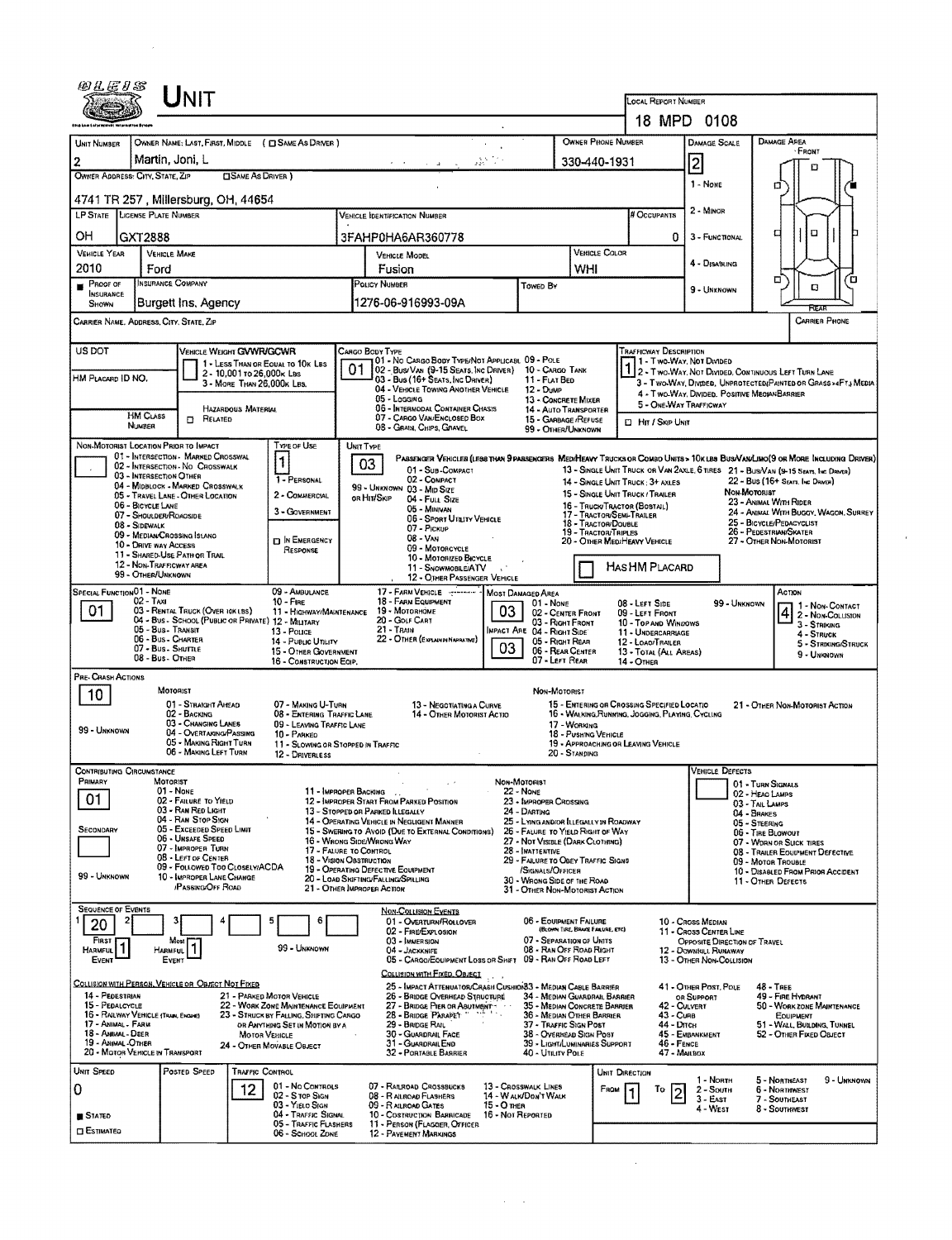# UNIT

**LOCAL REPORT NUMBER:** 18 MPD 0108

| UNIT NUMBER | OWNER NAME: LAST, FIRST, MIDDLE (☐ SAME AS DRIVER) | OWNER PHONE NUMBER | DAMAGE SCALE | DAMAGE AREA |
|---|---|---|---|---|
| 2 | Martin, Joni, L | 330-440-1931 | 2 | FRONT |

**OWNER ADDRESS: CITY, STATE, ZIP** (☐ SAME AS DRIVER): 4741 TR 257 , Millersburg, OH, 44654

DAMAGE SCALE: 1 - NONE, 2 - MINOR, 3 - FUNCTIONAL, 4 - DISABLING, 9 - UNKNOWN

| LP STATE | LICENSE PLATE NUMBER | VEHICLE IDENTIFICATION NUMBER | # OCCUPANTS |
|---|---|---|---|
| OH | GXT2888 | 3FAHP0HA6AR360778 | 0 |

| VEHICLE YEAR | VEHICLE MAKE | VEHICLE MODEL | VEHICLE COLOR |
|---|---|---|---|
| 2010 | Ford | Fusion | WHI |

| ■ PROOF OF INSURANCE SHOWN | INSURANCE COMPANY | POLICY NUMBER | TOWED BY |
|---|---|---|---|
| | Burgett Ins. Agency | 1276-06-916993-09A | |

CARRIER NAME, ADDRESS, CITY, STATE, ZIP | CARRIER PHONE

US DOT | HM PLACARD ID NO. | HM CLASS NUMBER | ☐ HAZARDOUS MATERIAL RELATED

**VEHICLE WEIGHT GVWR/GCWR:** 1 - LESS THAN OR EQUAL TO 10K LBS; 2 - 10,001 TO 26,000K LBS; 3 - MORE THAN 26,000K LBS.

**CARGO BODY TYPE:** 01
01 - NO CARGO BODY TYPE/NOT APPLICABLE; 02 - BUS/VAN (9-15 SEATS, INC DRIVER); 03 - BUS (16+ SEATS, INC DRIVER); 04 - VEHICLE TOWING ANOTHER VEHICLE; 05 - LOGGING; 06 - INTERMODAL CONTAINER CHASIS; 07 - CARGO VAN/ENCLOSED BOX; 08 - GRAIN, CHIPS, GRAVEL; 09 - POLE; 10 - CARGO TANK; 11 - FLAT BED; 12 - DUMP; 13 - CONCRETE MIXER; 14 - AUTO TRANSPORTER; 15 - GARBAGE/REFUSE; 99 - OTHER/UNKNOWN

**TRAFFICWAY DESCRIPTION:** 1
1 - TWO-WAY, NOT DIVIDED; 2 - TWO-WAY, NOT DIVIDED, CONTINUOUS LEFT TURN LANE; 3 - TWO-WAY, DIVIDED, UNPROTECTED (PAINTED OR GRASS <4FT.) MEDIA; 4 - TWO-WAY, DIVIDED, POSITIVE MEDIAN BARRIER; 5 - ONE-WAY TRAFFICWAY; ☐ HIT / SKIP UNIT

**NON-MOTORIST LOCATION PRIOR TO IMPACT:**
01 - INTERSECTION - MARKED CROSSWAL; 02 - INTERSECTION - NO CROSSWALK; 03 - INTERSECTION OTHER; 04 - MIDBLOCK - MARKED CROSSWALK; 05 - TRAVEL LANE - OTHER LOCATION; 06 - BICYCLE LANE; 07 - SHOULDER/ROADSIDE; 08 - SIDEWALK; 09 - MEDIAN/CROSSING ISLAND; 10 - DRIVE WAY ACCESS; 11 - SHARED-USE PATH OR TRAIL; 12 - NON-TRAFFICWAY AREA; 99 - OTHER/UNKNOWN

**TYPE OF USE:** 1
1 - PERSONAL; 2 - COMMERCIAL; 3 - GOVERNMENT; ☐ IN EMERGENCY RESPONSE

**UNIT TYPE:** 03
PASSENGER VEHICLES (LESS THAN 9 PASSENGERS MED/HEAVY TRUCKS OR COMBO UNITS > 10K LBS BUS/VAN/LIMO(9 OR MORE INCLUDING DRIVER)
01 - SUB-COMPACT; 02 - COMPACT; 99 - UNKNOWN 03 - MID SIZE OR HIT/SKIP; 04 - FULL SIZE; 05 - MINIVAN; 06 - SPORT UTILITY VEHICLE; 07 - PICKUP; 08 - VAN; 09 - MOTORCYCLE; 10 - MOTORIZED BICYCLE; 11 - SNOWMOBILE/ATV; 12 - OTHER PASSENGER VEHICLE
13 - SINGLE UNIT TRUCK OR VAN 2AXLE, 6 TIRES; 14 - SINGLE UNIT TRUCK: 3+ AXLES; 15 - SINGLE UNIT TRUCK / TRAILER; 16 - TRUCK/TRACTOR (BOBTAIL); 17 - TRACTOR/SEMI-TRAILER; 18 - TRACTOR/DOUBLE; 19 - TRACTOR/TRIPLES; 20 - OTHER MED/HEAVY VEHICLE
21 - BUS/VAN (9-15 SEATS, INC DRIVER); 22 - BUS (16+ SEATS, INC DRIVER)
NON-MOTORIST: 23 - ANIMAL WITH RIDER; 24 - ANIMAL WITH BUGGY, WAGON, SURREY; 25 - BICYCLE/PEDACYCLIST; 26 - PEDESTRIAN/SKATER; 27 - OTHER NON-MOTORIST
☐ HAS HM PLACARD

**SPECIAL FUNCTION:** 01
01 - NONE; 02 - TAXI; 03 - RENTAL TRUCK (OVER 10K LBS); 04 - BUS - SCHOOL (PUBLIC OR PRIVATE); 05 - BUS - TRANSIT; 06 - BUS - CHARTER; 07 - BUS - SHUTTLE; 08 - BUS - OTHER; 09 - AMBULANCE; 10 - FIRE; 11 - HIGHWAY/MAINTENANCE; 12 - MILITARY; 13 - POLICE; 14 - PUBLIC UTILITY; 15 - OTHER GOVERNMENT; 16 - CONSTRUCTION EQIP.; 17 - FARM VEHICLE; 18 - FARM EQUIPMENT; 19 - MOTORHOME; 20 - GOLF CART; 21 - TRAIN; 22 - OTHER (EXPLAIN IN NARRATIVE)

**MOST DAMAGED AREA:** 03 | **IMPACT ARE:** 03
01 - NONE; 02 - CENTER FRONT; 03 - RIGHT FRONT; 04 - RIGHT SIDE; 05 - RIGHT REAR; 06 - REAR CENTER; 07 - LEFT REAR; 08 - LEFT SIDE; 09 - LEFT FRONT; 10 - TOP AND WINDOWS; 11 - UNDERCARRIAGE; 12 - LOAD/TRAILER; 13 - TOTAL (ALL AREAS); 14 - OTHER; 99 - UNKNOWN

**ACTION:** 4
1 - NON-CONTACT; 2 - NON-COLLISION; 3 - STRIKING; 4 - STRUCK; 5 - STRIKING/STRUCK; 9 - UNKNOWN

**PRE-CRASH ACTIONS:** 10
MOTORIST: 01 - STRAIGHT AHEAD; 02 - BACKING; 03 - CHANGING LANES; 04 - OVERTAKING/PASSING; 05 - MAKING RIGHT TURN; 06 - MAKING LEFT TURN; 07 - MAKING U-TURN; 08 - ENTERING TRAFFIC LANE; 09 - LEAVING TRAFFIC LANE; 10 - PARKED; 11 - SLOWING OR STOPPED IN TRAFFIC; 12 - DRIVERLESS; 13 - NEGOTIATING A CURVE; 14 - OTHER MOTORIST ACTIO; 99 - UNKNOWN
NON-MOTORIST: 15 - ENTERING OR CROSSING SPECIFIED LOCATIO; 16 - WALKING,RUNNING, JOGGING, PLAYING, CYCLING; 17 - WORKING; 18 - PUSHING VEHICLE; 19 - APPROACHING OR LEAVING VEHICLE; 20 - STANDING; 21 - OTHER NON-MOTORIST ACTION

**CONTRIBUTING CIRCUMSTANCE:** PRIMARY: 01 | SECONDARY:
MOTORIST: 01 - NONE; 02 - FAILURE TO YIELD; 03 - RAN RED LIGHT; 04 - RAN STOP SIGN; 05 - EXCEEDED SPEED LIMIT; 06 - UNSAFE SPEED; 07 - IMPROPER TURN; 08 - LEFT OF CENTER; 09 - FOLLOWED TOO CLOSELY/ACDA; 10 - IMPROPER LANE CHANGE /PASSING/OFF ROAD; 11 - IMPROPER BACKING; 12 - IMPROPER START FROM PARKED POSITION; 13 - STOPPED OR PARKED ILLEGALLY; 14 - OPERATING VEHICLE IN NEGLIGENT MANNER; 15 - SWERING TO AVOID (DUE TO EXTERNAL CONDITIONS); 16 - WRONG SIDE/WRONG WAY; 17 - FALURE TO CONTROL; 18 - VISION OBSTRUCTION; 19 - OPERATING DEFECTIVE EQUIPMENT; 20 - LOAD SHIFTING/FALLING/SPILLING; 21 - OTHER IMPROPER ACTION; 99 - UNKNOWN
NON-MOTORIST: 22 - NONE; 23 - IMPROPER CROSSING; 24 - DARTING; 25 - LYING AND/OR ILLEGALLY IN ROADWAY; 26 - FALURE TO YIELD RIGHT OF WAY; 27 - NOT VISIBLE (DARK CLOTHING); 28 - INATTENTIVE; 29 - FAILURE TO OBEY TRAFFIC SIGNS /SIGNALS/OFFICER; 30 - WRONG SIDE OF THE ROAD; 31 - OTHER NON-MOTORIST ACTION

**VEHICLE DEFECTS:**
01 - TURN SIGNALS; 02 - HEAD LAMPS; 03 - TAIL LAMPS; 04 - BRAKES; 05 - STEERING; 06 - TIRE BLOWOUT; 07 - WORN OR SLICK TIRES; 08 - TRAILER EQUIPMENT DEFECTIVE; 09 - MOTOR TROUBLE; 10 - DISABLED FROM PRIOR ACCIDENT; 11 - OTHER DEFECTS

**SEQUENCE OF EVENTS:** 1: 20 | 2: | 3: | 4: | 5: | 6:
FIRST HARMFUL EVENT: 1 | MOST HARMFUL EVENT: 1 | 99 - UNKNOWN

NON-COLLISION EVENTS: 01 - OVERTURN/ROLLOVER; 02 - FIRE/EXPLOSION; 03 - IMMERSION; 04 - JACKKNIFE; 05 - CARGO/EQUIPMENT LOSS OR SHIFT; 06 - EQUIPMENT FAILURE (BLOWN TIRE, BRAKE FAILURE, ETC); 07 - SEPARATION OF UNITS; 08 - RAN OFF ROAD RIGHT; 09 - RAN OFF ROAD LEFT; 10 - CROSS MEDIAN; 11 - CROSS CENTER LINE OPPOSITE DIRECTION OF TRAVEL; 12 - DOWNHILL RUNAWAY; 13 - OTHER NON-COLLISION

COLLISION WITH PERSON, VEHICLE OR OBJECT NOT FIXED: 14 - PEDESTRIAN; 15 - PEDALCYCLE; 16 - RAILWAY VEHICLE (TRAIN, ENGINE); 17 - ANIMAL - FARM; 18 - ANIMAL - DEER; 19 - ANIMAL - OTHER; 20 - MOTOR VEHICLE IN TRANSPORT; 21 - PARKED MOTOR VEHICLE; 22 - WORK ZONE MAINTENANCE EQUIPMENT; 23 - STRUCK BY FALLING, SHIFTING CARGO OR ANYTHING SET IN MOTION BY A MOTOR VEHICLE; 24 - OTHER MOVABLE OBJECT

COLLISION WITH FIXED, OBJECT: 25 - IMPACT ATTENUATOR/CRASH CUSHION; 26 - BRIDGE OVERHEAD STRUCTURE; 27 - BRIDGE PIER OR ABUTMENT; 28 - BRIDGE PARAPET; 29 - BRIDGE RAIL; 30 - GUARDRAIL FACE; 31 - GUARDRAIL END; 32 - PORTABLE BARRIER; 33 - MEDIAN CABLE BARRIER; 34 - MEDIAN GUARDRAIL BARRIER; 35 - MEDIAN CONCRETE BARRIER; 36 - MEDIAN OTHER BARRIER; 37 - TRAFFIC SIGN POST; 38 - OVERHEAD SIGN POST; 39 - LIGHT/LUMINARIES SUPPORT; 40 - UTILITY POLE; 41 - OTHER POST, POLE OR SUPPORT; 42 - CULVERT; 43 - CURB; 44 - DITCH; 45 - EMBANKMENT; 46 - FENCE; 47 - MAILBOX; 48 - TREE; 49 - FIRE HYDRANT; 50 - WORK ZONE MAINTENANCE EQUIPMENT; 51 - WALL, BUILDING, TUNNEL; 52 - OTHER FIXED OBJECT

| UNIT SPEED | POSTED SPEED | TRAFFIC CONTROL | UNIT DIRECTION |
|---|---|---|---|
| 0 | 12 | | FROM 1 TO 2 |

■ STATED ☐ ESTIMATED

TRAFFIC CONTROL: 01 - NO CONTROLS; 02 - STOP SIGN; 03 - YIELD SIGN; 04 - TRAFFIC SIGNAL; 05 - TRAFFIC FLASHERS; 06 - SCHOOL ZONE; 07 - RAILROAD CROSSBUCKS; 08 - RAILROAD FLASHERS; 09 - RAILROAD GATES; 10 - COSTRUCTION BARRICADE; 11 - PERSON (FLAGGER, OFFICER); 12 - PAVEMENT MARKINGS; 13 - CROSSWALK LINES; 14 - WALK/DON'T WALK; 15 - OTHER; 16 - NOT REPORTED

UNIT DIRECTION: 1 - NORTH; 2 - SOUTH; 3 - EAST; 4 - WEST; 5 - NORTHEAST; 6 - NORTHWEST; 7 - SOUTHEAST; 8 - SOUTHWEST; 9 - UNKNOWN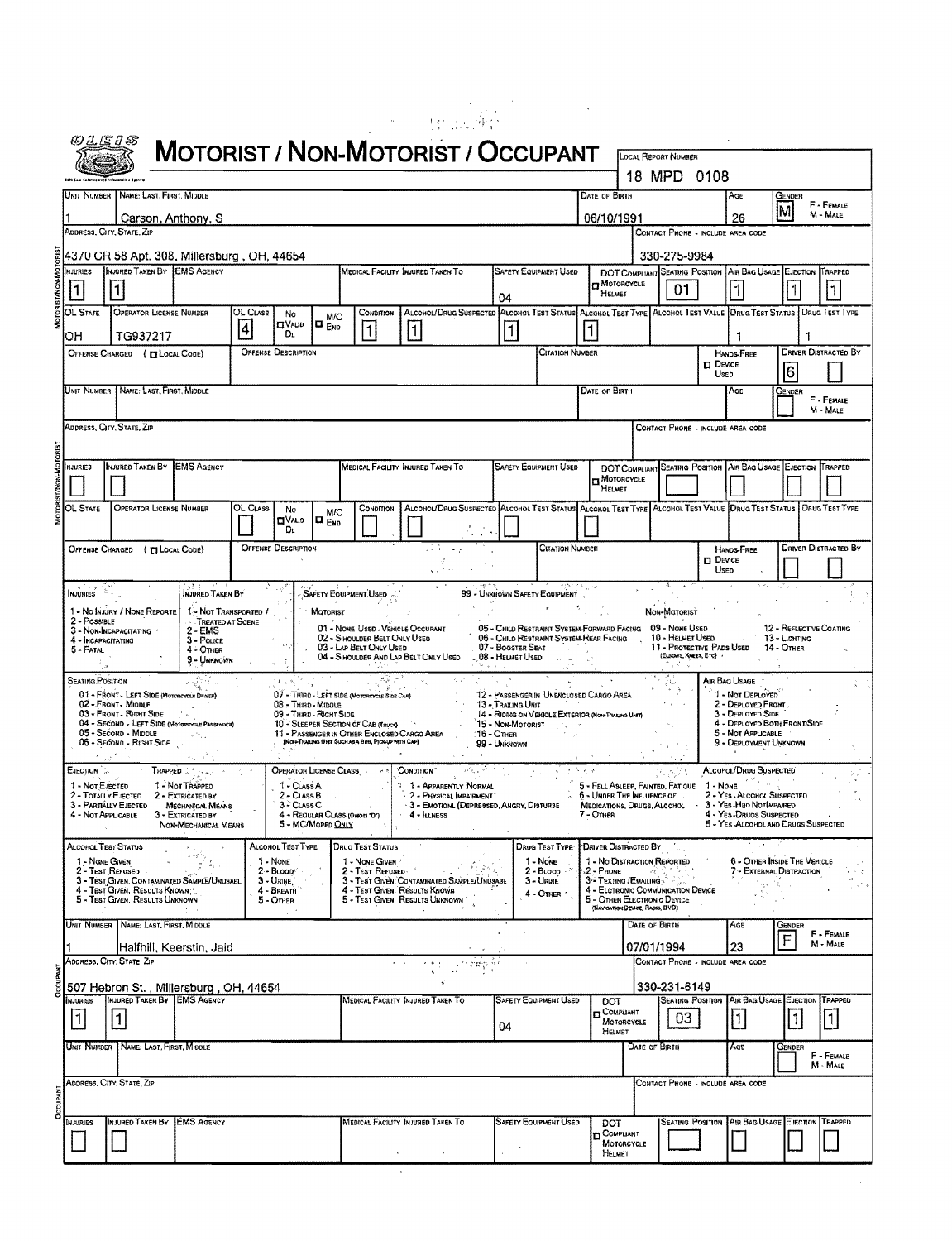# MOTORIST / NON-MOTORIST / OCCUPANT

**LOCAL REPORT NUMBER:** 18 MPD 0108

## MOTORIST/NON-MOTORIST

| UNIT NUMBER | NAME: LAST, FIRST, MIDDLE | DATE OF BIRTH | AGE | GENDER |
|---|---|---|---|---|
| 1 | Carson, Anthony, S | 06/10/1991 | 26 | M |

| ADDRESS, CITY, STATE, ZIP | CONTACT PHONE - INCLUDE AREA CODE |
|---|---|
| 4370 CR 58 Apt. 308, Millersburg , OH, 44654 | 330-275-9984 |

| INJURIES | INJURED TAKEN BY | EMS AGENCY | MEDICAL FACILITY INJURED TAKEN TO | SAFETY EQUIPMENT USED | DOT COMPLIANT MOTORCYCLE HELMET | SEATING POSITION | AIR BAG USAGE | EJECTION | TRAPPED |
|---|---|---|---|---|---|---|---|---|---|
| 1 | 1 | | | 04 | | 01 | 1 | 1 | 1 |

| OL STATE | OPERATOR LICENSE NUMBER | OL CLASS | NO VALID DL | M/C END | CONDITION | ALCOHOL/DRUG SUSPECTED | ALCOHOL TEST STATUS | ALCOHOL TEST TYPE | ALCOHOL TEST VALUE | DRUG TEST STATUS | DRUG TEST TYPE |
|---|---|---|---|---|---|---|---|---|---|---|---|
| OH | TG937217 | 4 | | | 1 | 1 | 1 | 1 | | 1 | 1 |

| OFFENSE CHARGED ( LOCAL CODE) | OFFENSE DESCRIPTION | CITATION NUMBER | HANDS-FREE DEVICE USED | DRIVER DISTRACTED BY |
|---|---|---|---|---|
| | | | | 6 |

## MOTORIST/NON-MOTORIST

| UNIT NUMBER | NAME: LAST, FIRST, MIDDLE | DATE OF BIRTH | AGE | GENDER |
|---|---|---|---|---|
| | | | | |

| ADDRESS, CITY, STATE, ZIP | CONTACT PHONE - INCLUDE AREA CODE |
|---|---|
| | |

| INJURIES | INJURED TAKEN BY | EMS AGENCY | MEDICAL FACILITY INJURED TAKEN TO | SAFETY EQUIPMENT USED | DOT COMPLIANT MOTORCYCLE HELMET | SEATING POSITION | AIR BAG USAGE | EJECTION | TRAPPED |
|---|---|---|---|---|---|---|---|---|---|
| | | | | | | | | | |

| OL STATE | OPERATOR LICENSE NUMBER | OL CLASS | NO VALID DL | M/C END | CONDITION | ALCOHOL/DRUG SUSPECTED | ALCOHOL TEST STATUS | ALCOHOL TEST TYPE | ALCOHOL TEST VALUE | DRUG TEST STATUS | DRUG TEST TYPE |
|---|---|---|---|---|---|---|---|---|---|---|---|
| | | | | | | | | | | | |

| OFFENSE CHARGED ( LOCAL CODE) | OFFENSE DESCRIPTION | CITATION NUMBER | HANDS-FREE DEVICE USED | DRIVER DISTRACTED BY |
|---|---|---|---|---|
| | | | | |

## Codes

**INJURIES:** 1 - No Injury / None Reported; 2 - Possible; 3 - Non-Incapacitating; 4 - Incapacitating; 5 - Fatal

**INJURED TAKEN BY:** 1 - Not Transported / Treated at Scene; 2 - EMS; 3 - Police; 4 - Other; 9 - Unknown

**SAFETY EQUIPMENT USED:** 99 - Unknown Safety Equipment

- MOTORIST: 01 - None Used - Vehicle Occupant; 02 - Shoulder Belt Only Used; 03 - Lap Belt Only Used; 04 - Shoulder and Lap Belt Only Used; 05 - Child Restraint System-Forward Facing; 06 - Child Restraint System-Rear Facing; 07 - Booster Seat; 08 - Helmet Used
- NON-MOTORIST: 09 - None Used; 10 - Helmet Used; 11 - Protective Pads Used (Elbows, Knees, Etc); 12 - Reflective Coating; 13 - Lighting; 14 - Other

**SEATING POSITION:** 01 - Front - Left Side (Motorcycle Driver); 02 - Front - Middle; 03 - Front - Right Side; 04 - Second - Left Side (Motorcycle Passenger); 05 - Second - Middle; 06 - Second - Right Side; 07 - Third - Left Side (Motorcycle Side Car); 08 - Third - Middle; 09 - Third - Right Side; 10 - Sleeper Section of Cab (Truck); 11 - Passenger in Other Enclosed Cargo Area (Non-Trailing Unit Such as a Bus, Pickup with Cap); 12 - Passenger in Unenclosed Cargo Area; 13 - Trailing Unit; 14 - Riding on Vehicle Exterior (Non-Trailing Unit); 15 - Non-Motorist; 16 - Other; 99 - Unknown

**AIR BAG USAGE:** 1 - Not Deployed; 2 - Deployed Front; 3 - Deployed Side; 4 - Deployed Both Front/Side; 5 - Not Applicable; 9 - Deployment Unknown

**EJECTION:** 1 - Not Ejected; 2 - Totally Ejected; 3 - Partially Ejected; 4 - Not Applicable

**TRAPPED:** 1 - Not Trapped; 2 - Extricated by Mechanical Means; 3 - Extricated by Non-Mechanical Means

**OPERATOR LICENSE CLASS:** 1 - Class A; 2 - Class B; 3 - Class C; 4 - Regular Class (Ohio's "D"); 5 - M/C/Moped Only

**CONDITION:** 1 - Apparently Normal; 2 - Physical Impairment; 3 - Emotional (Depressed, Angry, Disturbed); 4 - Illness; 5 - Fell Asleep, Fainted, Fatigue; 6 - Under the Influence of Medications, Drugs, Alcohol; 7 - Other

**ALCOHOL/DRUG SUSPECTED:** 1 - None; 2 - Yes - Alcohol Suspected; 3 - Yes - Hbd Not Impaired; 4 - Yes - Drugs Suspected; 5 - Yes - Alcohol and Drugs Suspected

**ALCOHOL TEST STATUS:** 1 - None Given; 2 - Test Refused; 3 - Test Given, Contaminated Sample/Unusable; 4 - Test Given, Results Known; 5 - Test Given, Results Unknown

**ALCOHOL TEST TYPE:** 1 - None; 2 - Blood; 3 - Urine; 4 - Breath; 5 - Other

**DRUG TEST STATUS:** 1 - None Given; 2 - Test Refused; 3 - Test Given, Contaminated Sample/Unusable; 4 - Test Given, Results Known; 5 - Test Given, Results Unknown

**DRUG TEST TYPE:** 1 - None; 2 - Blood; 3 - Urine; 4 - Other

**DRIVER DISTRACTED BY:** 1 - No Distraction Reported; 2 - Phone; 3 - Texting / Emailing; 4 - Electronic Communication Device; 5 - Other Electronic Device (Navigation Device, Radio, DVD); 6 - Other Inside the Vehicle; 7 - External Distraction

## OCCUPANT

| UNIT NUMBER | NAME: LAST, FIRST, MIDDLE | DATE OF BIRTH | AGE | GENDER |
|---|---|---|---|---|
| 1 | Halfhill, Keerstin, Jaid | 07/01/1994 | 23 | F |

| ADDRESS, CITY, STATE, ZIP | CONTACT PHONE - INCLUDE AREA CODE |
|---|---|
| 507 Hebron St. , Millersburg , OH, 44654 | 330-231-6149 |

| INJURIES | INJURED TAKEN BY | EMS AGENCY | MEDICAL FACILITY INJURED TAKEN TO | SAFETY EQUIPMENT USED | DOT COMPLIANT MOTORCYCLE HELMET | SEATING POSITION | AIR BAG USAGE | EJECTION | TRAPPED |
|---|---|---|---|---|---|---|---|---|---|
| 1 | 1 | | | 04 | | 03 | 1 | 1 | 1 |

## OCCUPANT

| UNIT NUMBER | NAME: LAST, FIRST, MIDDLE | DATE OF BIRTH | AGE | GENDER |
|---|---|---|---|---|
| | | | | |

| ADDRESS, CITY, STATE, ZIP | CONTACT PHONE - INCLUDE AREA CODE |
|---|---|
| | |

| INJURIES | INJURED TAKEN BY | EMS AGENCY | MEDICAL FACILITY INJURED TAKEN TO | SAFETY EQUIPMENT USED | DOT COMPLIANT MOTORCYCLE HELMET | SEATING POSITION | AIR BAG USAGE | EJECTION | TRAPPED |
|---|---|---|---|---|---|---|---|---|---|
| | | | | | | | | | |